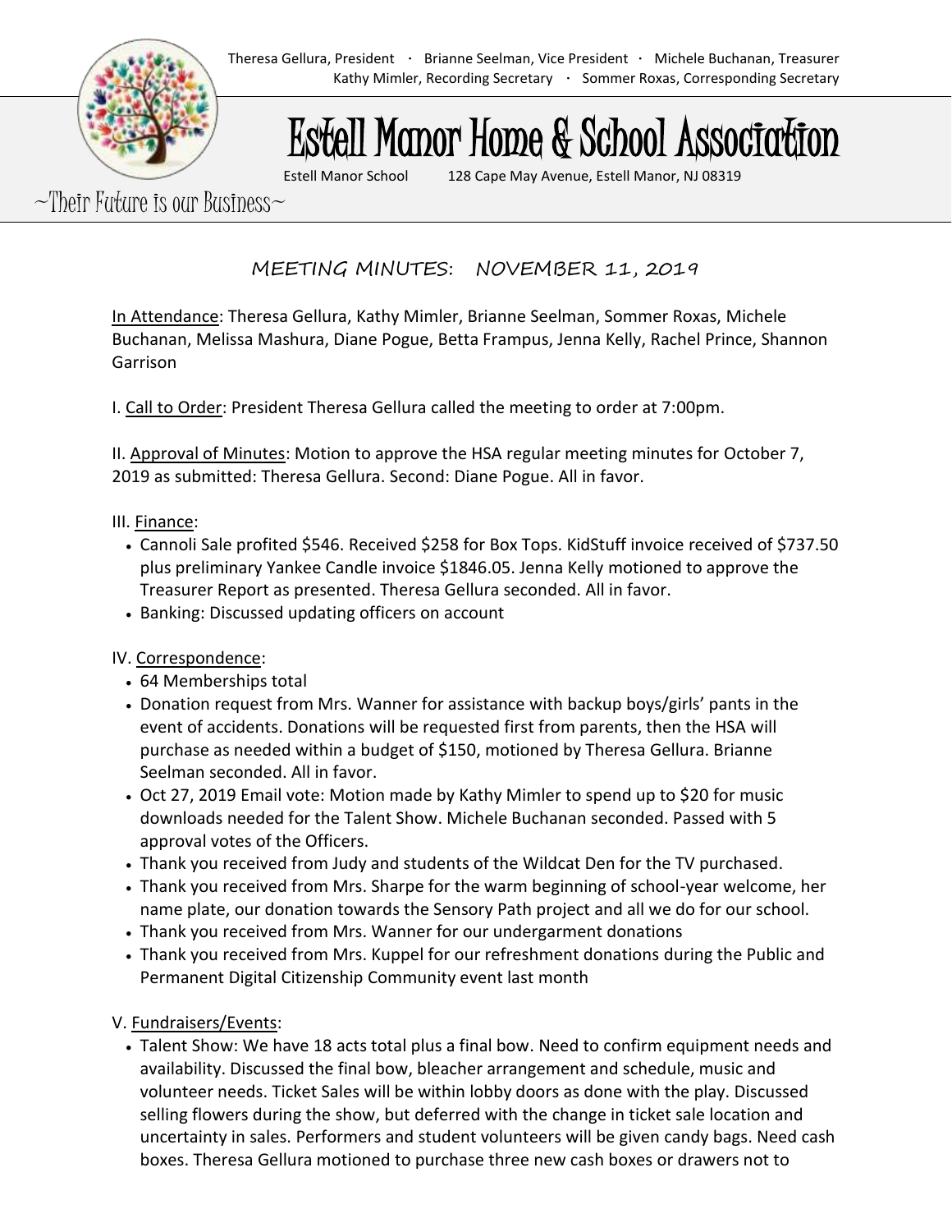Theresa Gellura, President · Brianne Seelman, Vice President · Michele Buchanan, Treasurer
Kathy Mimler, Recording Secretary · Sommer Roxas, Corresponding Secretary

# Estell Manor Home & School Association

Estell Manor School 128 Cape May Avenue, Estell Manor, NJ 08319

~Their Future is our Business~

## MEETING MINUTES: NOVEMBER 11, 2019

In Attendance: Theresa Gellura, Kathy Mimler, Brianne Seelman, Sommer Roxas, Michele Buchanan, Melissa Mashura, Diane Pogue, Betta Frampus, Jenna Kelly, Rachel Prince, Shannon Garrison

I. Call to Order: President Theresa Gellura called the meeting to order at 7:00pm.

II. Approval of Minutes: Motion to approve the HSA regular meeting minutes for October 7, 2019 as submitted: Theresa Gellura. Second: Diane Pogue. All in favor.

III. Finance:

- Cannoli Sale profited $546. Received $258 for Box Tops. KidStuff invoice received of $737.50 plus preliminary Yankee Candle invoice $1846.05. Jenna Kelly motioned to approve the Treasurer Report as presented. Theresa Gellura seconded. All in favor.
- Banking: Discussed updating officers on account

IV. Correspondence:

- 64 Memberships total
- Donation request from Mrs. Wanner for assistance with backup boys/girls' pants in the event of accidents. Donations will be requested first from parents, then the HSA will purchase as needed within a budget of $150, motioned by Theresa Gellura. Brianne Seelman seconded. All in favor.
- Oct 27, 2019 Email vote: Motion made by Kathy Mimler to spend up to $20 for music downloads needed for the Talent Show. Michele Buchanan seconded. Passed with 5 approval votes of the Officers.
- Thank you received from Judy and students of the Wildcat Den for the TV purchased.
- Thank you received from Mrs. Sharpe for the warm beginning of school-year welcome, her name plate, our donation towards the Sensory Path project and all we do for our school.
- Thank you received from Mrs. Wanner for our undergarment donations
- Thank you received from Mrs. Kuppel for our refreshment donations during the Public and Permanent Digital Citizenship Community event last month

V. Fundraisers/Events:

- Talent Show: We have 18 acts total plus a final bow. Need to confirm equipment needs and availability. Discussed the final bow, bleacher arrangement and schedule, music and volunteer needs. Ticket Sales will be within lobby doors as done with the play. Discussed selling flowers during the show, but deferred with the change in ticket sale location and uncertainty in sales. Performers and student volunteers will be given candy bags. Need cash boxes. Theresa Gellura motioned to purchase three new cash boxes or drawers not to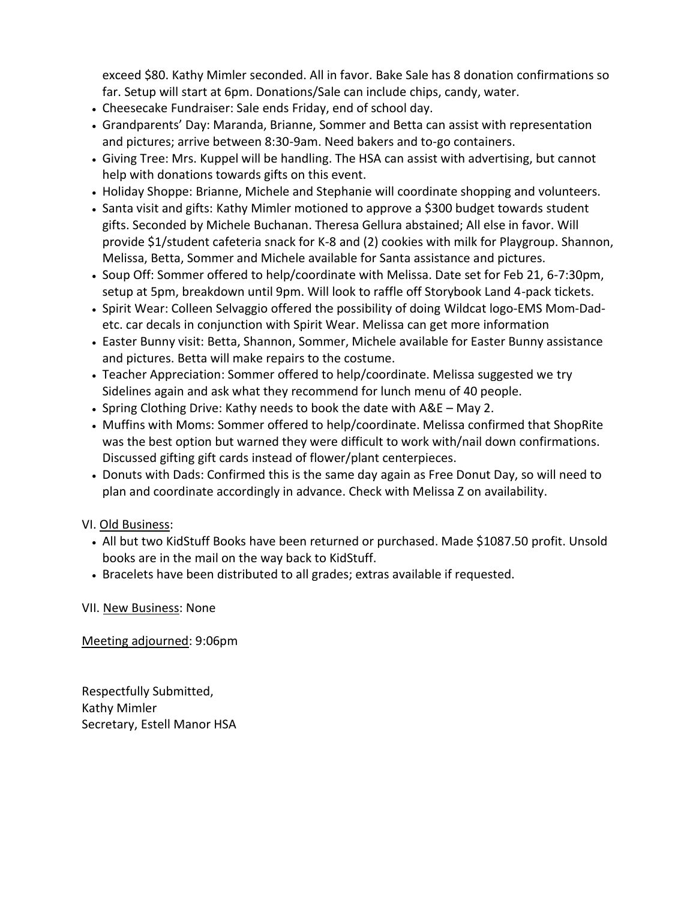exceed $80. Kathy Mimler seconded. All in favor. Bake Sale has 8 donation confirmations so far. Setup will start at 6pm. Donations/Sale can include chips, candy, water.

- Cheesecake Fundraiser: Sale ends Friday, end of school day.
- Grandparents' Day: Maranda, Brianne, Sommer and Betta can assist with representation and pictures; arrive between 8:30-9am. Need bakers and to-go containers.
- Giving Tree: Mrs. Kuppel will be handling. The HSA can assist with advertising, but cannot help with donations towards gifts on this event.
- Holiday Shoppe: Brianne, Michele and Stephanie will coordinate shopping and volunteers.
- Santa visit and gifts: Kathy Mimler motioned to approve a $300 budget towards student gifts. Seconded by Michele Buchanan. Theresa Gellura abstained; All else in favor. Will provide $1/student cafeteria snack for K-8 and (2) cookies with milk for Playgroup. Shannon, Melissa, Betta, Sommer and Michele available for Santa assistance and pictures.
- Soup Off: Sommer offered to help/coordinate with Melissa. Date set for Feb 21, 6-7:30pm, setup at 5pm, breakdown until 9pm. Will look to raffle off Storybook Land 4-pack tickets.
- Spirit Wear: Colleen Selvaggio offered the possibility of doing Wildcat logo-EMS Mom-Dad-etc. car decals in conjunction with Spirit Wear. Melissa can get more information
- Easter Bunny visit: Betta, Shannon, Sommer, Michele available for Easter Bunny assistance and pictures. Betta will make repairs to the costume.
- Teacher Appreciation: Sommer offered to help/coordinate. Melissa suggested we try Sidelines again and ask what they recommend for lunch menu of 40 people.
- Spring Clothing Drive: Kathy needs to book the date with A&E – May 2.
- Muffins with Moms: Sommer offered to help/coordinate. Melissa confirmed that ShopRite was the best option but warned they were difficult to work with/nail down confirmations. Discussed gifting gift cards instead of flower/plant centerpieces.
- Donuts with Dads: Confirmed this is the same day again as Free Donut Day, so will need to plan and coordinate accordingly in advance. Check with Melissa Z on availability.

VI. Old Business:

- All but two KidStuff Books have been returned or purchased. Made $1087.50 profit. Unsold books are in the mail on the way back to KidStuff.
- Bracelets have been distributed to all grades; extras available if requested.

VII. New Business: None

Meeting adjourned: 9:06pm

Respectfully Submitted,
Kathy Mimler
Secretary, Estell Manor HSA